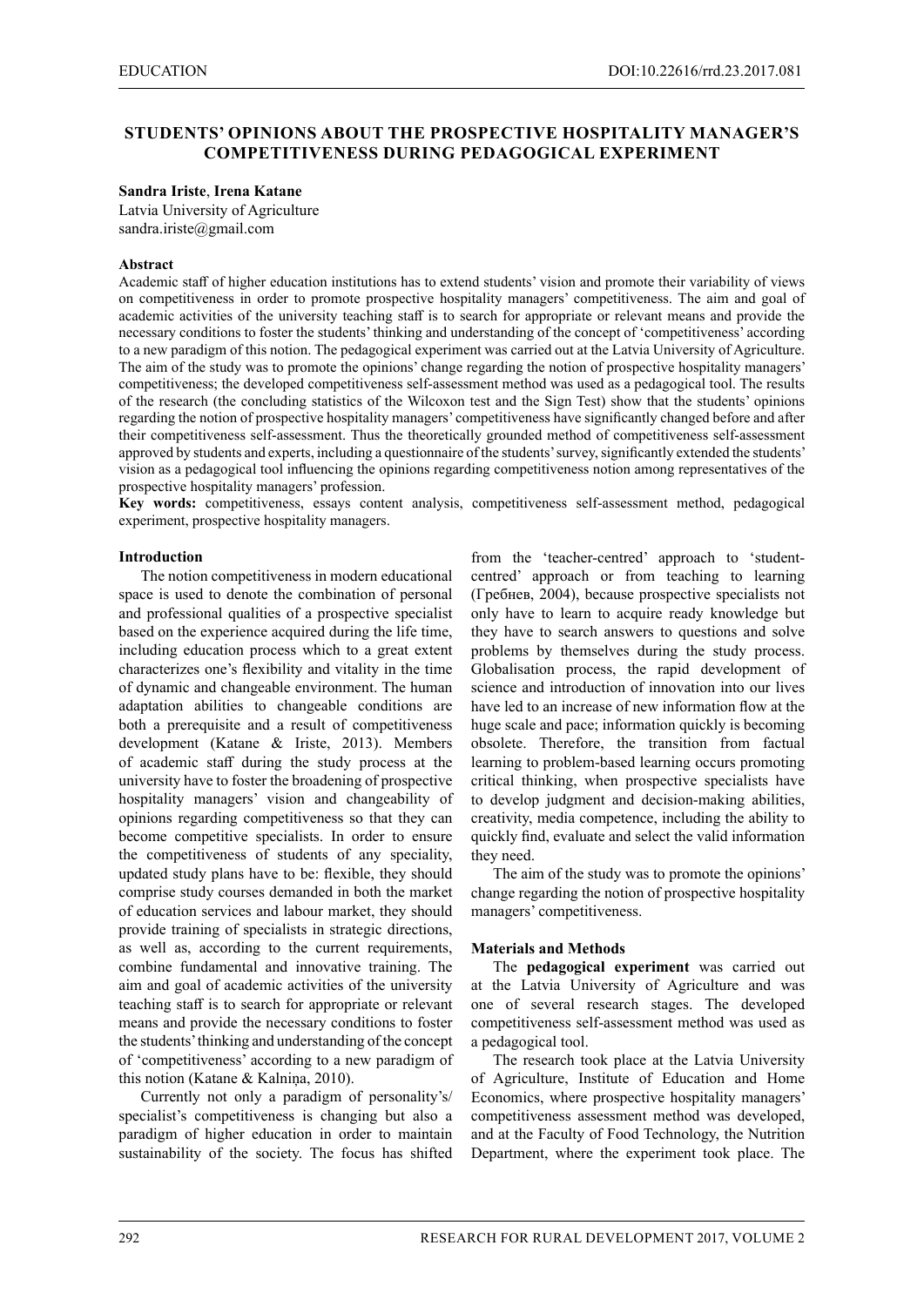# STUDENTS' OPINIONS ABOUT THE PROSPECTIVE HOSPITALITY MANAGER'S COMPETITIVENESS DURING PEDAGOGICAL EXPERIMENT

**Sandra Iriste**, **Irena Katane**

Latvia University of Agriculture

sandra.iriste@gmail.com

**Abstract**

Academic staff of higher education institutions has to extend students' vision and promote their variability of views on competitiveness in order to promote prospective hospitality managers' competitiveness. The aim and goal of academic activities of the university teaching staff is to search for appropriate or relevant means and provide the necessary conditions to foster the students' thinking and understanding of the concept of 'competitiveness' according to a new paradigm of this notion. The pedagogical experiment was carried out at the Latvia University of Agriculture. The aim of the study was to promote the opinions' change regarding the notion of prospective hospitality managers' competitiveness; the developed competitiveness self-assessment method was used as a pedagogical tool. The results of the research (the concluding statistics of the Wilcoxon test and the Sign Test) show that the students' opinions regarding the notion of prospective hospitality managers' competitiveness have significantly changed before and after their competitiveness self-assessment. Thus the theoretically grounded method of competitiveness self-assessment approved by students and experts, including a questionnaire of the students' survey, significantly extended the students' vision as a pedagogical tool influencing the opinions regarding competitiveness notion among representatives of the prospective hospitality managers' profession.

**Key words:** competitiveness, essays content analysis, competitiveness self-assessment method, pedagogical experiment, prospective hospitality managers.

## Introduction

The notion competitiveness in modern educational space is used to denote the combination of personal and professional qualities of a prospective specialist based on the experience acquired during the life time, including education process which to a great extent characterizes one's flexibility and vitality in the time of dynamic and changeable environment. The human adaptation abilities to changeable conditions are both a prerequisite and a result of competitiveness development (Katane & Iriste, 2013). Members of academic staff during the study process at the university have to foster the broadening of prospective hospitality managers' vision and changeability of opinions regarding competitiveness so that they can become competitive specialists. In order to ensure the competitiveness of students of any speciality, updated study plans have to be: flexible, they should comprise study courses demanded in both the market of education services and labour market, they should provide training of specialists in strategic directions, as well as, according to the current requirements, combine fundamental and innovative training. The aim and goal of academic activities of the university teaching staff is to search for appropriate or relevant means and provide the necessary conditions to foster the students' thinking and understanding of the concept of 'competitiveness' according to a new paradigm of this notion (Katane & Kalniņa, 2010).

Currently not only a paradigm of personality's/ specialist's competitiveness is changing but also a paradigm of higher education in order to maintain sustainability of the society. The focus has shifted from the 'teacher-centred' approach to 'student-centred' approach or from teaching to learning (Гребнев, 2004), because prospective specialists not only have to learn to acquire ready knowledge but they have to search answers to questions and solve problems by themselves during the study process. Globalisation process, the rapid development of science and introduction of innovation into our lives have led to an increase of new information flow at the huge scale and pace; information quickly is becoming obsolete. Therefore, the transition from factual learning to problem-based learning occurs promoting critical thinking, when prospective specialists have to develop judgment and decision-making abilities, creativity, media competence, including the ability to quickly find, evaluate and select the valid information they need.

The aim of the study was to promote the opinions' change regarding the notion of prospective hospitality managers' competitiveness.

## Materials and Methods

The **pedagogical experiment** was carried out at the Latvia University of Agriculture and was one of several research stages. The developed competitiveness self-assessment method was used as a pedagogical tool.

The research took place at the Latvia University of Agriculture, Institute of Education and Home Economics, where prospective hospitality managers' competitiveness assessment method was developed, and at the Faculty of Food Technology, the Nutrition Department, where the experiment took place. The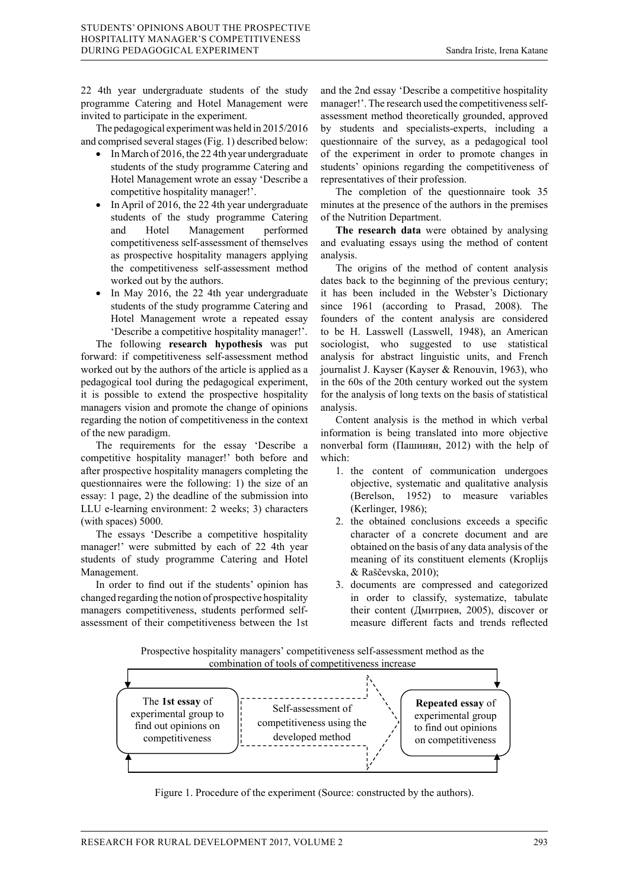22 4th year undergraduate students of the study programme Catering and Hotel Management were invited to participate in the experiment.

The pedagogical experiment was held in 2015/2016 and comprised several stages (Fig. 1) described below:

- In March of 2016, the 22 4th year undergraduate students of the study programme Catering and Hotel Management wrote an essay 'Describe a competitive hospitality manager!'.
- In April of 2016, the 22 4th year undergraduate students of the study programme Catering and Hotel Management performed competitiveness self-assessment of themselves as prospective hospitality managers applying the competitiveness self-assessment method worked out by the authors.
- In May 2016, the 22 4th year undergraduate students of the study programme Catering and Hotel Management wrote a repeated essay 'Describe a competitive hospitality manager!'.

The following **research hypothesis** was put forward: if competitiveness self-assessment method worked out by the authors of the article is applied as a pedagogical tool during the pedagogical experiment, it is possible to extend the prospective hospitality managers vision and promote the change of opinions regarding the notion of competitiveness in the context of the new paradigm.

The requirements for the essay 'Describe a competitive hospitality manager!' both before and after prospective hospitality managers completing the questionnaires were the following: 1) the size of an essay: 1 page, 2) the deadline of the submission into LLU e-learning environment: 2 weeks; 3) characters (with spaces) 5000.

The essays 'Describe a competitive hospitality manager!' were submitted by each of 22 4th year students of study programme Catering and Hotel Management.

In order to find out if the students' opinion has changed regarding the notion of prospective hospitality managers competitiveness, students performed self-assessment of their competitiveness between the 1st and the 2nd essay 'Describe a competitive hospitality manager!'. The research used the competitiveness self-assessment method theoretically grounded, approved by students and specialists-experts, including a questionnaire of the survey, as a pedagogical tool of the experiment in order to promote changes in students' opinions regarding the competitiveness of representatives of their profession.

The completion of the questionnaire took 35 minutes at the presence of the authors in the premises of the Nutrition Department.

**The research data** were obtained by analysing and evaluating essays using the method of content analysis.

The origins of the method of content analysis dates back to the beginning of the previous century; it has been included in the Webster's Dictionary since 1961 (according to Prasad, 2008). The founders of the content analysis are considered to be H. Lasswell (Lasswell, 1948), an American sociologist, who suggested to use statistical analysis for abstract linguistic units, and French journalist J. Kayser (Kayser & Renouvin, 1963), who in the 60s of the 20th century worked out the system for the analysis of long texts on the basis of statistical analysis.

Content analysis is the method in which verbal information is being translated into more objective nonverbal form (Пашинян, 2012) with the help of which:

1. the content of communication undergoes objective, systematic and qualitative analysis (Berelson, 1952) to measure variables (Kerlinger, 1986);
2. the obtained conclusions exceeds a specific character of a concrete document and are obtained on the basis of any data analysis of the meaning of its constituent elements (Kroplijs & Raščevska, 2010);
3. documents are compressed and categorized in order to classify, systematize, tabulate their content (Дмитриев, 2005), discover or measure different facts and trends reflected

Prospective hospitality managers' competitiveness self-assessment method as the combination of tools of competitiveness increase

The **1st essay** of experimental group to find out opinions on competitiveness → Self-assessment of competitiveness using the developed method → **Repeated essay** of experimental group to find out opinions on competitiveness

Figure 1. Procedure of the experiment (Source: constructed by the authors).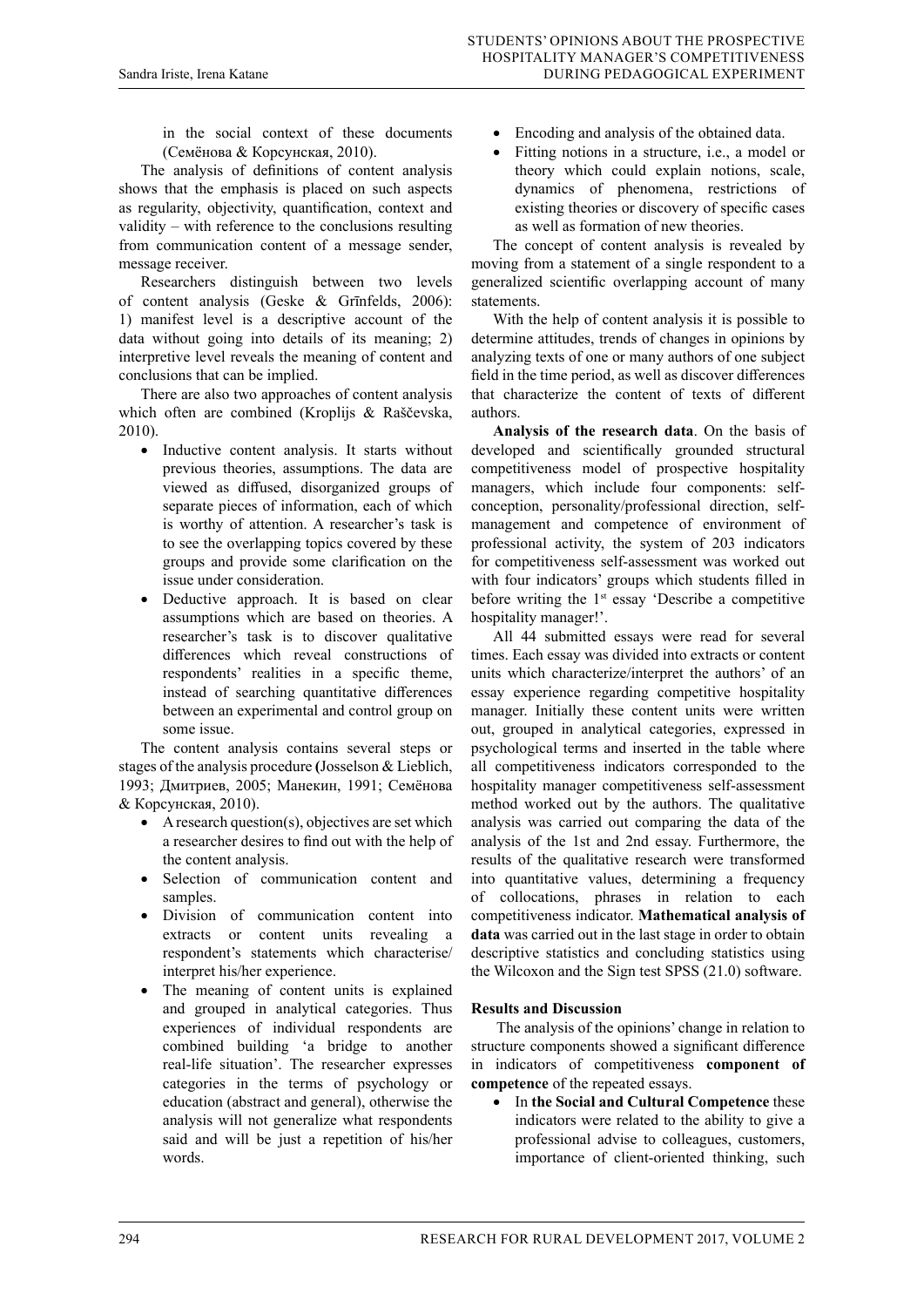in the social context of these documents (Семёнова & Корсунская, 2010).

The analysis of definitions of content analysis shows that the emphasis is placed on such aspects as regularity, objectivity, quantification, context and validity – with reference to the conclusions resulting from communication content of a message sender, message receiver.

Researchers distinguish between two levels of content analysis (Geske & Grīnfelds, 2006): 1) manifest level is a descriptive account of the data without going into details of its meaning; 2) interpretive level reveals the meaning of content and conclusions that can be implied.

There are also two approaches of content analysis which often are combined (Kroplijs & Raščevska, 2010).

- Inductive content analysis. It starts without previous theories, assumptions. The data are viewed as diffused, disorganized groups of separate pieces of information, each of which is worthy of attention. A researcher's task is to see the overlapping topics covered by these groups and provide some clarification on the issue under consideration.
- Deductive approach. It is based on clear assumptions which are based on theories. A researcher's task is to discover qualitative differences which reveal constructions of respondents' realities in a specific theme, instead of searching quantitative differences between an experimental and control group on some issue.

The content analysis contains several steps or stages of the analysis procedure (Josselson & Lieblich, 1993; Дмитриев, 2005; Манекин, 1991; Семёнова & Корсунская, 2010).

- A research question(s), objectives are set which a researcher desires to find out with the help of the content analysis.
- Selection of communication content and samples.
- Division of communication content into extracts or content units revealing a respondent's statements which characterise/ interpret his/her experience.
- The meaning of content units is explained and grouped in analytical categories. Thus experiences of individual respondents are combined building 'a bridge to another real-life situation'. The researcher expresses categories in the terms of psychology or education (abstract and general), otherwise the analysis will not generalize what respondents said and will be just a repetition of his/her words.
- Encoding and analysis of the obtained data.
- Fitting notions in a structure, i.e., a model or theory which could explain notions, scale, dynamics of phenomena, restrictions of existing theories or discovery of specific cases as well as formation of new theories.

The concept of content analysis is revealed by moving from a statement of a single respondent to a generalized scientific overlapping account of many statements.

With the help of content analysis it is possible to determine attitudes, trends of changes in opinions by analyzing texts of one or many authors of one subject field in the time period, as well as discover differences that characterize the content of texts of different authors.

**Analysis of the research data**. On the basis of developed and scientifically grounded structural competitiveness model of prospective hospitality managers, which include four components: self-conception, personality/professional direction, self-management and competence of environment of professional activity, the system of 203 indicators for competitiveness self-assessment was worked out with four indicators' groups which students filled in before writing the 1st essay 'Describe a competitive hospitality manager!'.

All 44 submitted essays were read for several times. Each essay was divided into extracts or content units which characterize/interpret the authors' of an essay experience regarding competitive hospitality manager. Initially these content units were written out, grouped in analytical categories, expressed in psychological terms and inserted in the table where all competitiveness indicators corresponded to the hospitality manager competitiveness self-assessment method worked out by the authors. The qualitative analysis was carried out comparing the data of the analysis of the 1st and 2nd essay. Furthermore, the results of the qualitative research were transformed into quantitative values, determining a frequency of collocations, phrases in relation to each competitiveness indicator. **Mathematical analysis of data** was carried out in the last stage in order to obtain descriptive statistics and concluding statistics using the Wilcoxon and the Sign test SPSS (21.0) software.

## Results and Discussion

The analysis of the opinions' change in relation to structure components showed a significant difference in indicators of competitiveness **component of competence** of the repeated essays.

- In **the Social and Cultural Competence** these indicators were related to the ability to give a professional advise to colleagues, customers, importance of client-oriented thinking, such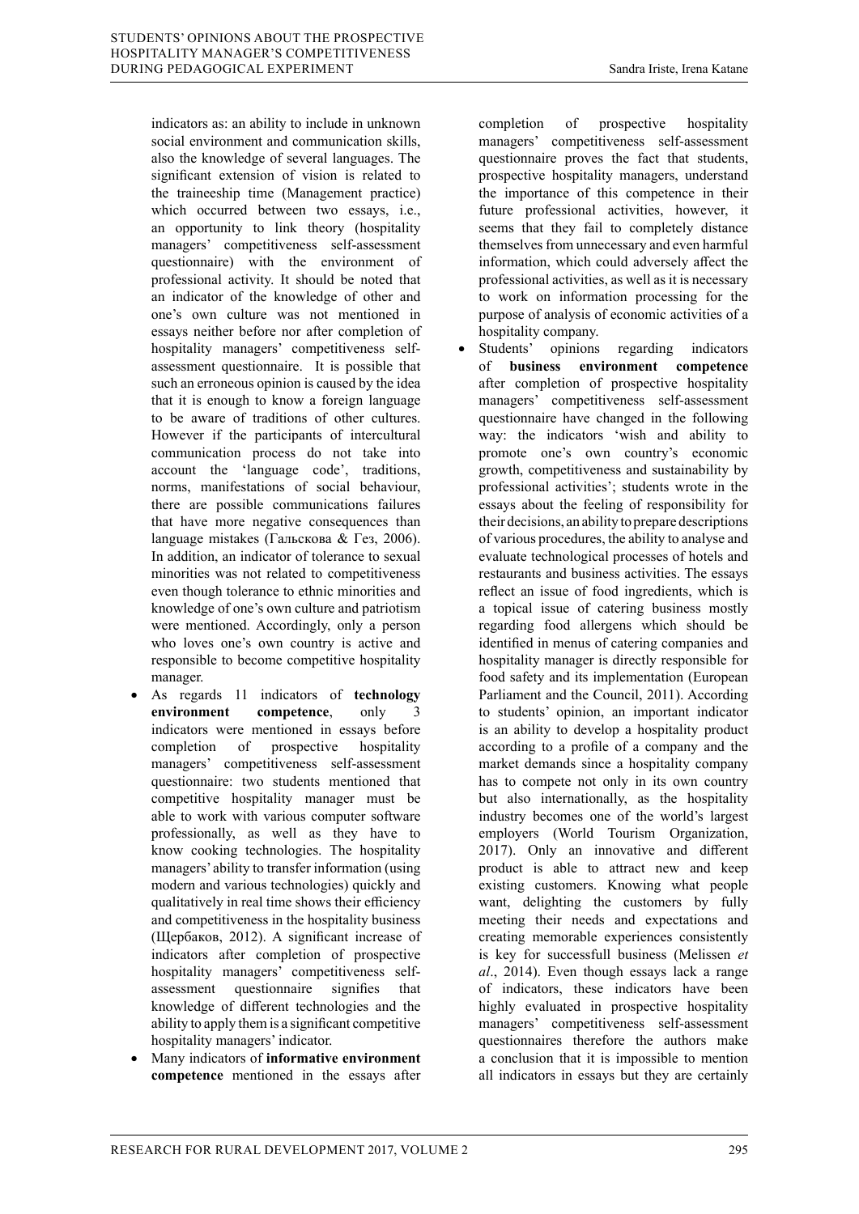indicators as: an ability to include in unknown social environment and communication skills, also the knowledge of several languages. The significant extension of vision is related to the traineeship time (Management practice) which occurred between two essays, i.e., an opportunity to link theory (hospitality managers' competitiveness self-assessment questionnaire) with the environment of professional activity. It should be noted that an indicator of the knowledge of other and one's own culture was not mentioned in essays neither before nor after completion of hospitality managers' competitiveness self-assessment questionnaire. It is possible that such an erroneous opinion is caused by the idea that it is enough to know a foreign language to be aware of traditions of other cultures. However if the participants of intercultural communication process do not take into account the 'language code', traditions, norms, manifestations of social behaviour, there are possible communications failures that have more negative consequences than language mistakes (Гальскова & Гез, 2006). In addition, an indicator of tolerance to sexual minorities was not related to competitiveness even though tolerance to ethnic minorities and knowledge of one's own culture and patriotism were mentioned. Accordingly, only a person who loves one's own country is active and responsible to become competitive hospitality manager.

- As regards 11 indicators of **technology environment competence**, only 3 indicators were mentioned in essays before completion of prospective hospitality managers' competitiveness self-assessment questionnaire: two students mentioned that competitive hospitality manager must be able to work with various computer software professionally, as well as they have to know cooking technologies. The hospitality managers' ability to transfer information (using modern and various technologies) quickly and qualitatively in real time shows their efficiency and competitiveness in the hospitality business (Щербаков, 2012). A significant increase of indicators after completion of prospective hospitality managers' competitiveness self-assessment questionnaire signifies that knowledge of different technologies and the ability to apply them is a significant competitive hospitality managers' indicator.
- Many indicators of **informative environment competence** mentioned in the essays after completion of prospective hospitality managers' competitiveness self-assessment questionnaire proves the fact that students, prospective hospitality managers, understand the importance of this competence in their future professional activities, however, it seems that they fail to completely distance themselves from unnecessary and even harmful information, which could adversely affect the professional activities, as well as it is necessary to work on information processing for the purpose of analysis of economic activities of a hospitality company.
- Students' opinions regarding indicators of **business environment competence** after completion of prospective hospitality managers' competitiveness self-assessment questionnaire have changed in the following way: the indicators 'wish and ability to promote one's own country's economic growth, competitiveness and sustainability by professional activities'; students wrote in the essays about the feeling of responsibility for their decisions, an ability to prepare descriptions of various procedures, the ability to analyse and evaluate technological processes of hotels and restaurants and business activities. The essays reflect an issue of food ingredients, which is a topical issue of catering business mostly regarding food allergens which should be identified in menus of catering companies and hospitality manager is directly responsible for food safety and its implementation (European Parliament and the Council, 2011). According to students' opinion, an important indicator is an ability to develop a hospitality product according to a profile of a company and the market demands since a hospitality company has to compete not only in its own country but also internationally, as the hospitality industry becomes one of the world's largest employers (World Tourism Organization, 2017). Only an innovative and different product is able to attract new and keep existing customers. Knowing what people want, delighting the customers by fully meeting their needs and expectations and creating memorable experiences consistently is key for successfull business (Melissen *et al*., 2014). Even though essays lack a range of indicators, these indicators have been highly evaluated in prospective hospitality managers' competitiveness self-assessment questionnaires therefore the authors make a conclusion that it is impossible to mention all indicators in essays but they are certainly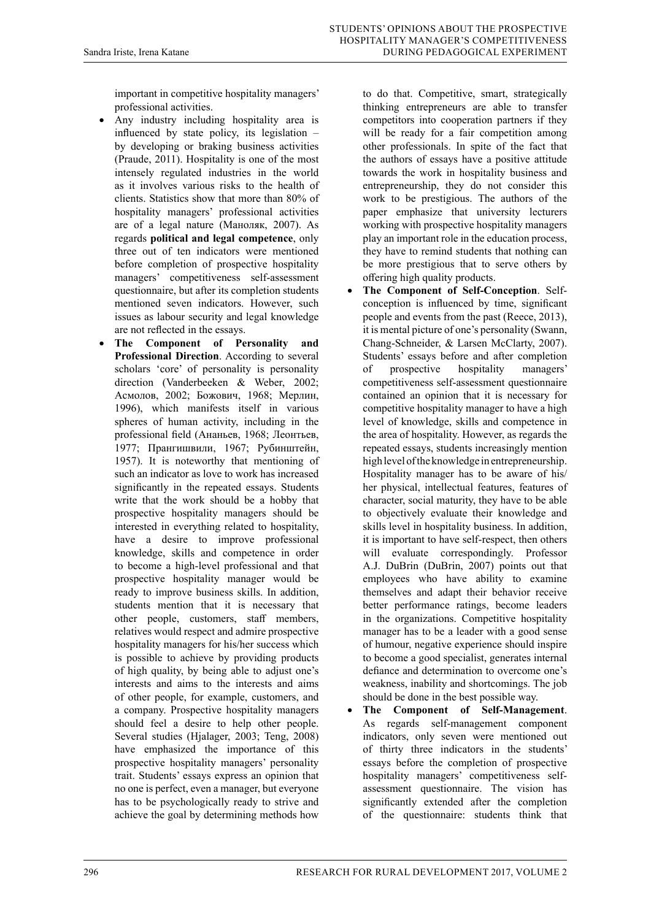important in competitive hospitality managers' professional activities.

- Any industry including hospitality area is influenced by state policy, its legislation – by developing or braking business activities (Praude, 2011). Hospitality is one of the most intensely regulated industries in the world as it involves various risks to the health of clients. Statistics show that more than 80% of hospitality managers' professional activities are of a legal nature (Маноляк, 2007). As regards **political and legal competence**, only three out of ten indicators were mentioned before completion of prospective hospitality managers' competitiveness self-assessment questionnaire, but after its completion students mentioned seven indicators. However, such issues as labour security and legal knowledge are not reflected in the essays.
- **The Component of Personality and Professional Direction**. According to several scholars 'core' of personality is personality direction (Vanderbeeken & Weber, 2002; Асмолов, 2002; Божович, 1968; Мерлин, 1996), which manifests itself in various spheres of human activity, including in the professional field (Ананьев, 1968; Леонтьев, 1977; Прангишвили, 1967; Рубинштейн, 1957). It is noteworthy that mentioning of such an indicator as love to work has increased significantly in the repeated essays. Students write that the work should be a hobby that prospective hospitality managers should be interested in everything related to hospitality, have a desire to improve professional knowledge, skills and competence in order to become a high-level professional and that prospective hospitality manager would be ready to improve business skills. In addition, students mention that it is necessary that other people, customers, staff members, relatives would respect and admire prospective hospitality managers for his/her success which is possible to achieve by providing products of high quality, by being able to adjust one's interests and aims to the interests and aims of other people, for example, customers, and a company. Prospective hospitality managers should feel a desire to help other people. Several studies (Hjalager, 2003; Teng, 2008) have emphasized the importance of this prospective hospitality managers' personality trait. Students' essays express an opinion that no one is perfect, even a manager, but everyone has to be psychologically ready to strive and achieve the goal by determining methods how to do that. Competitive, smart, strategically thinking entrepreneurs are able to transfer competitors into cooperation partners if they will be ready for a fair competition among other professionals. In spite of the fact that the authors of essays have a positive attitude towards the work in hospitality business and entrepreneurship, they do not consider this work to be prestigious. The authors of the paper emphasize that university lecturers working with prospective hospitality managers play an important role in the education process, they have to remind students that nothing can be more prestigious that to serve others by offering high quality products.
- **The Component of Self-Conception**. Self-conception is influenced by time, significant people and events from the past (Reece, 2013), it is mental picture of one's personality (Swann, Chang-Schneider, & Larsen McClarty, 2007). Students' essays before and after completion of prospective hospitality managers' competitiveness self-assessment questionnaire contained an opinion that it is necessary for competitive hospitality manager to have a high level of knowledge, skills and competence in the area of hospitality. However, as regards the repeated essays, students increasingly mention high level of the knowledge in entrepreneurship. Hospitality manager has to be aware of his/her physical, intellectual features, features of character, social maturity, they have to be able to objectively evaluate their knowledge and skills level in hospitality business. In addition, it is important to have self-respect, then others will evaluate correspondingly. Professor A.J. DuBrin (DuBrin, 2007) points out that employees who have ability to examine themselves and adapt their behavior receive better performance ratings, become leaders in the organizations. Competitive hospitality manager has to be a leader with a good sense of humour, negative experience should inspire to become a good specialist, generates internal defiance and determination to overcome one's weakness, inability and shortcomings. The job should be done in the best possible way.
- **The Component of Self-Management**. As regards self-management component indicators, only seven were mentioned out of thirty three indicators in the students' essays before the completion of prospective hospitality managers' competitiveness self-assessment questionnaire. The vision has significantly extended after the completion of the questionnaire: students think that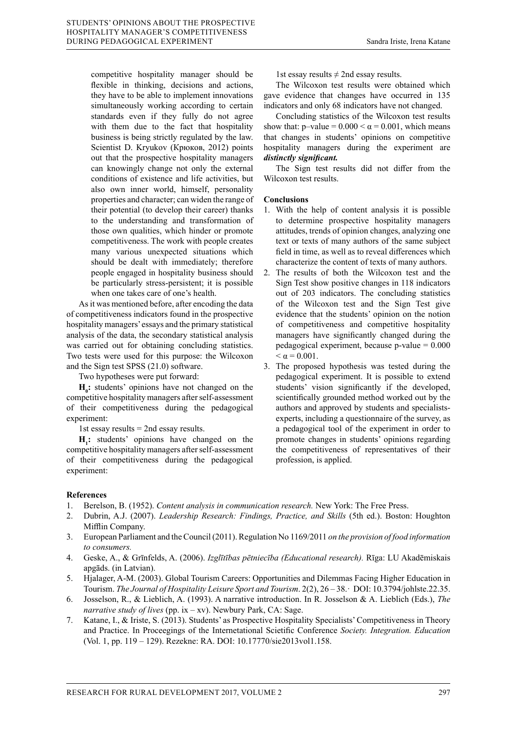competitive hospitality manager should be flexible in thinking, decisions and actions, they have to be able to implement innovations simultaneously working according to certain standards even if they fully do not agree with them due to the fact that hospitality business is being strictly regulated by the law. Scientist D. Kryukov (Крюков, 2012) points out that the prospective hospitality managers can knowingly change not only the external conditions of existence and life activities, but also own inner world, himself, personality properties and character; can widen the range of their potential (to develop their career) thanks to the understanding and transformation of those own qualities, which hinder or promote competitiveness. The work with people creates many various unexpected situations which should be dealt with immediately; therefore people engaged in hospitality business should be particularly stress-persistent; it is possible when one takes care of one's health.

As it was mentioned before, after encoding the data of competitiveness indicators found in the prospective hospitality managers' essays and the primary statistical analysis of the data, the secondary statistical analysis was carried out for obtaining concluding statistics. Two tests were used for this purpose: the Wilcoxon and the Sign test SPSS (21.0) software.

Two hypotheses were put forward:

**$H_0$:** students' opinions have not changed on the competitive hospitality managers after self-assessment of their competitiveness during the pedagogical experiment:

1st essay results = 2nd essay results.

**$H_1$:** students' opinions have changed on the competitive hospitality managers after self-assessment of their competitiveness during the pedagogical experiment:

1st essay results ≠ 2nd essay results.

The Wilcoxon test results were obtained which gave evidence that changes have occurred in 135 indicators and only 68 indicators have not changed.

Concluding statistics of the Wilcoxon test results show that: p–value = $0.000 < \alpha = 0.001$, which means that changes in students' opinions on competitive hospitality managers during the experiment are ***distinctly significant.***

The Sign test results did not differ from the Wilcoxon test results.

## Conclusions

1. With the help of content analysis it is possible to determine prospective hospitality managers attitudes, trends of opinion changes, analyzing one text or texts of many authors of the same subject field in time, as well as to reveal differences which characterize the content of texts of many authors.
2. The results of both the Wilcoxon test and the Sign Test show positive changes in 118 indicators out of 203 indicators. The concluding statistics of the Wilcoxon test and the Sign test give evidence that the students' opinion on the notion of competitiveness and competitive hospitality managers have significantly changed during the pedagogical experiment, because p-value = $0.000 < \alpha = 0.001$.
3. The proposed hypothesis was tested during the pedagogical experiment. It is possible to extend students' vision significantly if the developed, scientifically grounded method worked out by the authors and approved by students and specialists-experts, including a questionnaire of the survey, as a pedagogical tool of the experiment in order to promote changes in students' opinions regarding the competitiveness of representatives of their profession, is applied.

## References

1. Berelson, B. (1952). *Content analysis in communication research.* New York: The Free Press.
2. Dubrin, A.J. (2007). *Leadership Research: Findings, Practice, and Skills* (5th ed.). Boston: Houghton Mifflin Company.
3. European Parliament and the Council (2011). Regulation No 1169/2011 *on the provision of food information to consumers.*
4. Geske, A., & Grīnfelds, A. (2006). *Izglītības pētniecība (Educational research).* Rīga: LU Akadēmiskais apgāds. (in Latvian).
5. Hjalager, A-M. (2003). Global Tourism Careers: Opportunities and Dilemmas Facing Higher Education in Tourism. *The Journal of Hospitality Leisure Sport and Tourism*. 2(2), 26 – 38.· DOI: 10.3794/johlste.22.35.
6. Josselson, R., & Lieblich, A. (1993). A narrative introduction. In R. Josselson & A. Lieblich (Eds.), *The narrative study of lives* (pp. ix – xv). Newbury Park, CA: Sage.
7. Katane, I., & Iriste, S. (2013). Students' as Prospective Hospitality Specialists' Competitiveness in Theory and Practice. In Proceegings of the Internetational Scietific Conference *Society. Integration. Education* (Vol. 1, pp. 119 – 129). Rezekne: RA. DOI: 10.17770/sie2013vol1.158.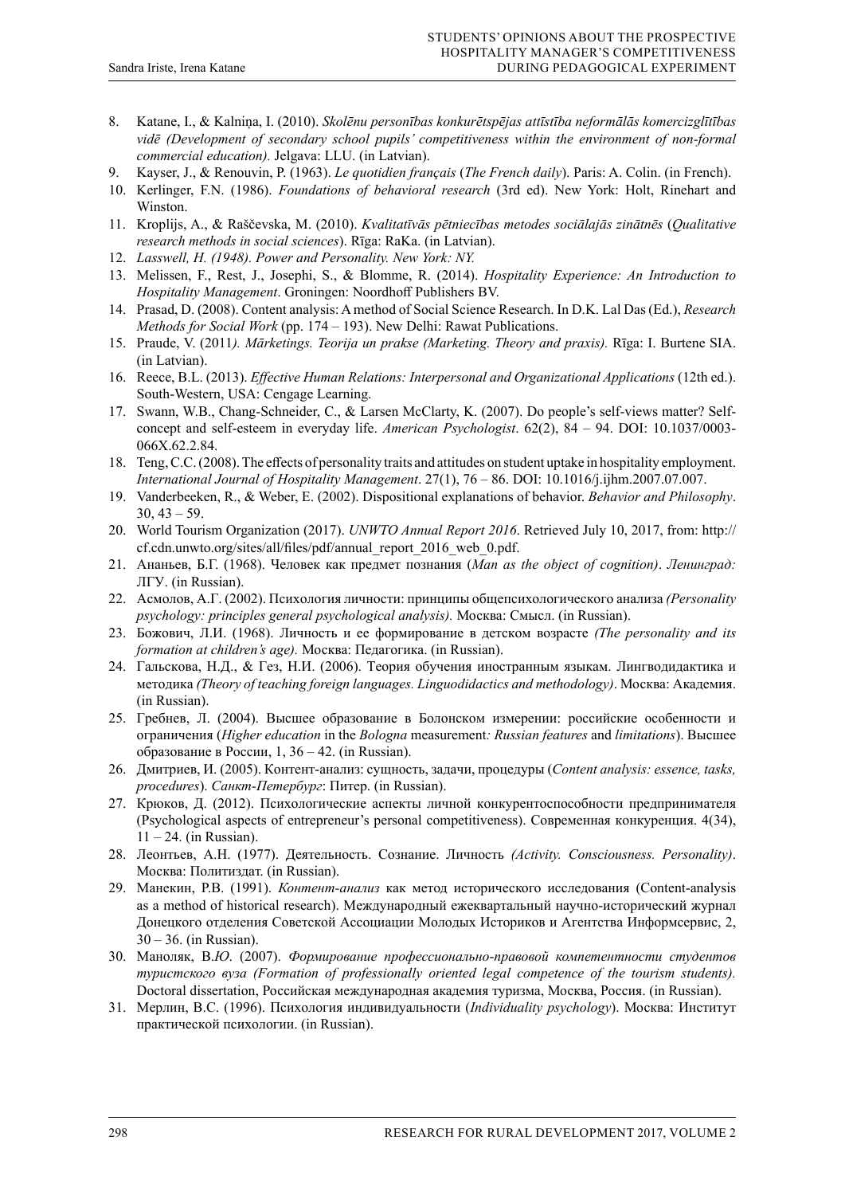8. Katane, I., & Kalniņa, I. (2010). *Skolēnu personības konkurētspējas attīstība neformālās komercizglītības vidē (Development of secondary school pupils' competitiveness within the environment of non-formal commercial education).* Jelgava: LLU. (in Latvian).
9. Kayser, J., & Renouvin, P. (1963). *Le quotidien français* (*The French daily*). Paris: A. Colin. (in French).
10. Kerlinger, F.N. (1986). *Foundations of behavioral research* (3rd ed). New York: Holt, Rinehart and Winston.
11. Kroplijs, A., & Raščevska, M. (2010). *Kvalitatīvās pētniecības metodes sociālajās zinātnēs* (*Qualitative research methods in social sciences*). Rīga: RaKa. (in Latvian).
12. *Lasswell, H. (1948). Power and Personality. New York: NY.*
13. Melissen, F., Rest, J., Josephi, S., & Blomme, R. (2014). *Hospitality Experience: An Introduction to Hospitality Management*. Groningen: Noordhoff Publishers BV.
14. Prasad, D. (2008). Content analysis: A method of Social Science Research. In D.K. Lal Das (Ed.), *Research Methods for Social Work* (pp. 174 – 193). New Delhi: Rawat Publications.
15. Praude, V. (2011*). Mārketings. Teorija un prakse (Marketing. Theory and praxis).* Rīga: I. Burtene SIA. (in Latvian).
16. Reece, B.L. (2013). *Effective Human Relations: Interpersonal and Organizational Applications* (12th ed.). South-Western, USA: Cengage Learning.
17. Swann, W.B., Chang-Schneider, C., & Larsen McClarty, K. (2007). Do people's self-views matter? Self-concept and self-esteem in everyday life. *American Psychologist*. 62(2), 84 – 94. DOI: 10.1037/0003-066X.62.2.84.
18. Teng, C.C. (2008). The effects of personality traits and attitudes on student uptake in hospitality employment. *International Journal of Hospitality Management*. 27(1), 76 – 86. DOI: 10.1016/j.ijhm.2007.07.007.
19. Vanderbeeken, R., & Weber, E. (2002). Dispositional explanations of behavior. *Behavior and Philosophy*. 30, 43 – 59.
20. World Tourism Organization (2017). *UNWTO Annual Report 2016*. Retrieved July 10, 2017, from: http://cf.cdn.unwto.org/sites/all/files/pdf/annual_report_2016_web_0.pdf.
21. Ананьев, Б.Г. (1968). Человек как предмет познания (*Man as the object of cognition)*. *Ленинград:* ЛГУ. (in Russian).
22. Асмолов, А.Г. (2002). Психология личности: принципы общепсихологического анализа *(Personality psychology: principles general psychological analysis).* Москва: Смысл. (in Russian).
23. Божович, Л.И. (1968). Личность и ее формирование в детском возрасте *(The personality and its formation at children's age).* Москва: Педагогика. (in Russian).
24. Гальскова, Н.Д., & Гез, Н.И. (2006). Теория обучения иностранным языкам. Лингводидактика и методика *(Theory of teaching foreign languages. Linguodidactics and methodology)*. Москва: Академия. (in Russian).
25. Гребнев, Л. (2004). Высшее образование в Болонском измерении: российские особенности и ограничения (*Higher education* in the *Bologna* measurement*: Russian features* and *limitations*). Высшее образование в России, 1, 36 – 42. (in Russian).
26. Дмитриев, И. (2005). Контент-анализ: сущность, задачи, процедуры (*Content analysis: essence, tasks, procedures*). *Санкт-Петербург*: Питер. (in Russian).
27. Крюков, Д. (2012). Психологические аспекты личной конкурентоспособности предпринимателя (Psychological aspects of entrepreneur's personal competitiveness). Современная конкуренция. 4(34), 11 – 24. (in Russian).
28. Леонтьев, А.Н. (1977). Деятельность. Сознание. Личность *(Activity. Consciousness. Personality)*. Москва: Политиздат. (in Russian).
29. Манекин, Р.В. (1991). *Контент-анализ* как метод исторического исследования (Content-analysis as a method of historical research). Международный ежеквартальный научно-исторический журнал Донецкого отделения Советской Ассоциации Молодых Историков и Агентства Информсервис, 2, 30 – 36. (in Russian).
30. Маноляк, В.Ю. (2007). *Формирование профессионально-правовой компетентности студентов туристского вуза (Formation of professionally oriented legal competence of the tourism students).* Doctoral dissertation, Российская международная академия туризма, Москва, Россия. (in Russian).
31. Мерлин, В.С. (1996). Психология индивидуальности (*Individuality psychology*). Москва: Институт практической психологии. (in Russian).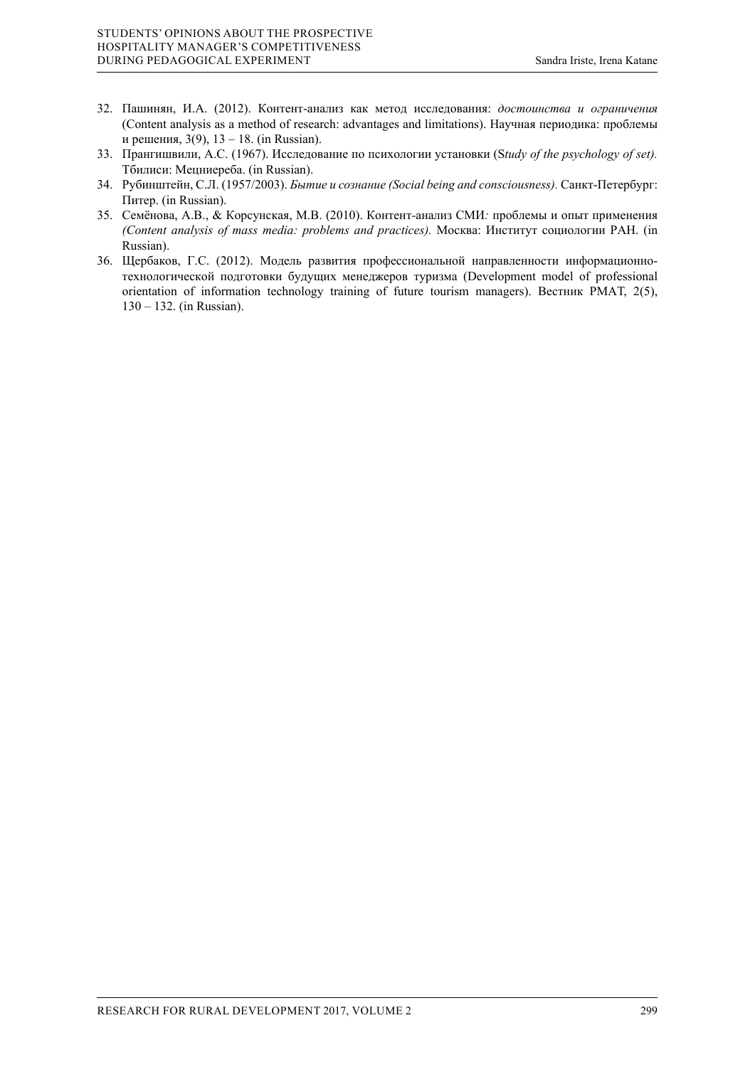32. Пашинян, И.А. (2012). Контент-анализ как метод исследования: *достоинства и ограничения* (Content analysis as a method of research: advantages and limitations). Научная периодика: проблемы и решения, 3(9), 13 – 18. (in Russian).
33. Прангишвили, А.С. (1967). Исследование по психологии установки (S*tudy of the psychology of set).* Тбилиси: Мецниереба. (in Russian).
34. Рубинштейн, С.Л. (1957/2003). *Бытие и сознание (Social being and consciousness).* Санкт-Петербург: Питер. (in Russian).
35. Семёнова, А.В., & Корсунская, М.В. (2010). Контент-анализ СМИ*:* проблемы и опыт применения *(Content analysis of mass media: problems and practices).* Москва: Институт социологии РАН. (in Russian).
36. Щербаков, Г.С. (2012). Модель развития профессиональной направленности информационно-технологической подготовки будущих менеджеров туризма (Development model of professional orientation of information technology training of future tourism managers). Вестник РМАТ, 2(5), 130 – 132. (in Russian).